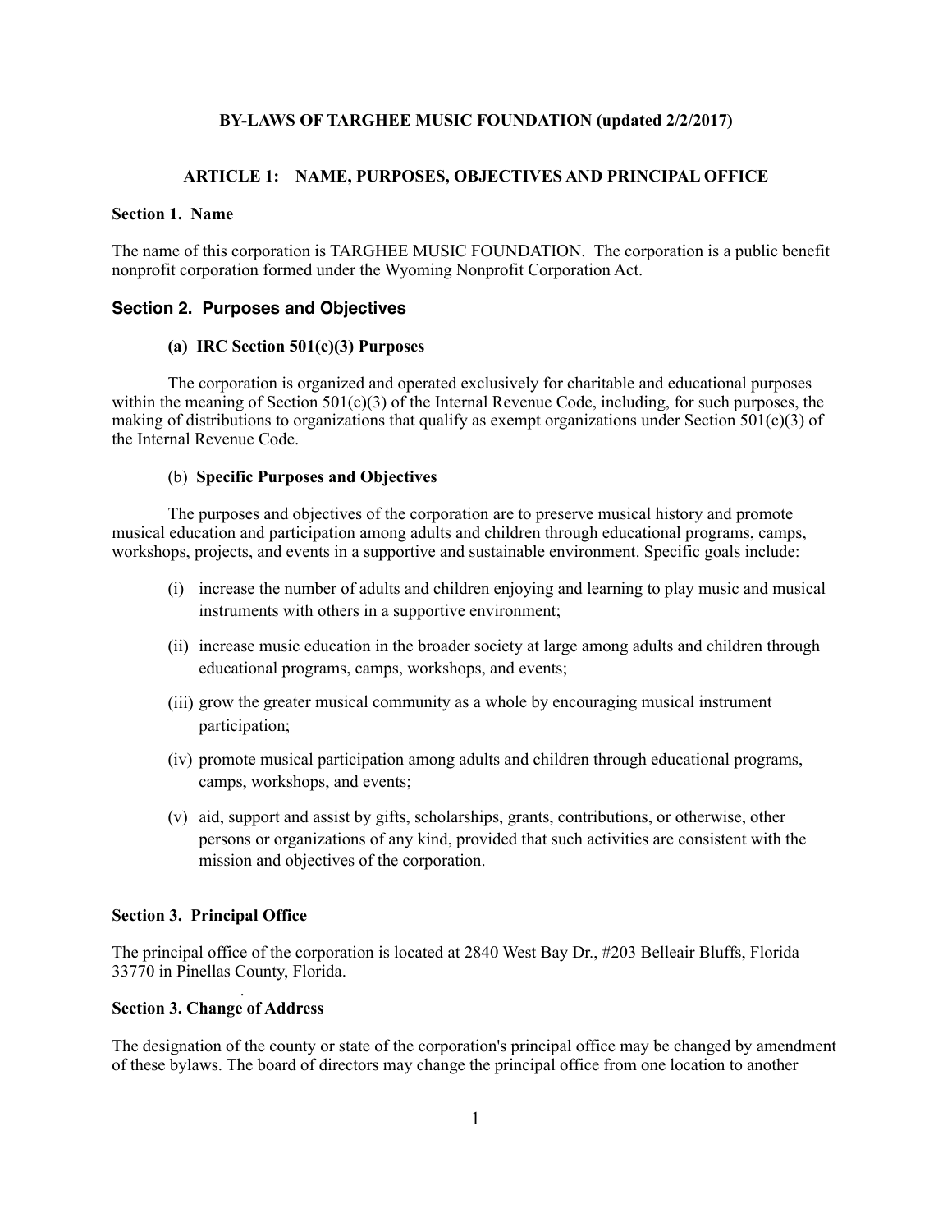# BY-LAWS OF TARGHEE MUSIC FOUNDATION (updated 2/2/2017)

## ARTICLE 1: NAME, PURPOSES, OBJECTIVES AND PRINCIPAL OFFICE

### Section 1. Name

The name of this corporation is TARGHEE MUSIC FOUNDATION. The corporation is a public benefit nonprofit corporation formed under the Wyoming Nonprofit Corporation Act.

### Section 2. Purposes and Objectives

#### (a) IRC Section 501(c)(3) Purposes

The corporation is organized and operated exclusively for charitable and educational purposes within the meaning of Section 501(c)(3) of the Internal Revenue Code, including, for such purposes, the making of distributions to organizations that qualify as exempt organizations under Section 501(c)(3) of the Internal Revenue Code.

#### (b) Specific Purposes and Objectives

The purposes and objectives of the corporation are to preserve musical history and promote musical education and participation among adults and children through educational programs, camps, workshops, projects, and events in a supportive and sustainable environment. Specific goals include:

- (i) increase the number of adults and children enjoying and learning to play music and musical instruments with others in a supportive environment;
- (ii) increase music education in the broader society at large among adults and children through educational programs, camps, workshops, and events;
- (iii) grow the greater musical community as a whole by encouraging musical instrument participation;
- (iv) promote musical participation among adults and children through educational programs, camps, workshops, and events;
- (v) aid, support and assist by gifts, scholarships, grants, contributions, or otherwise, other persons or organizations of any kind, provided that such activities are consistent with the mission and objectives of the corporation.

### Section 3. Principal Office

The principal office of the corporation is located at 2840 West Bay Dr., #203 Belleair Bluffs, Florida 33770 in Pinellas County, Florida.

### Section 3. Change of Address

The designation of the county or state of the corporation's principal office may be changed by amendment of these bylaws. The board of directors may change the principal office from one location to another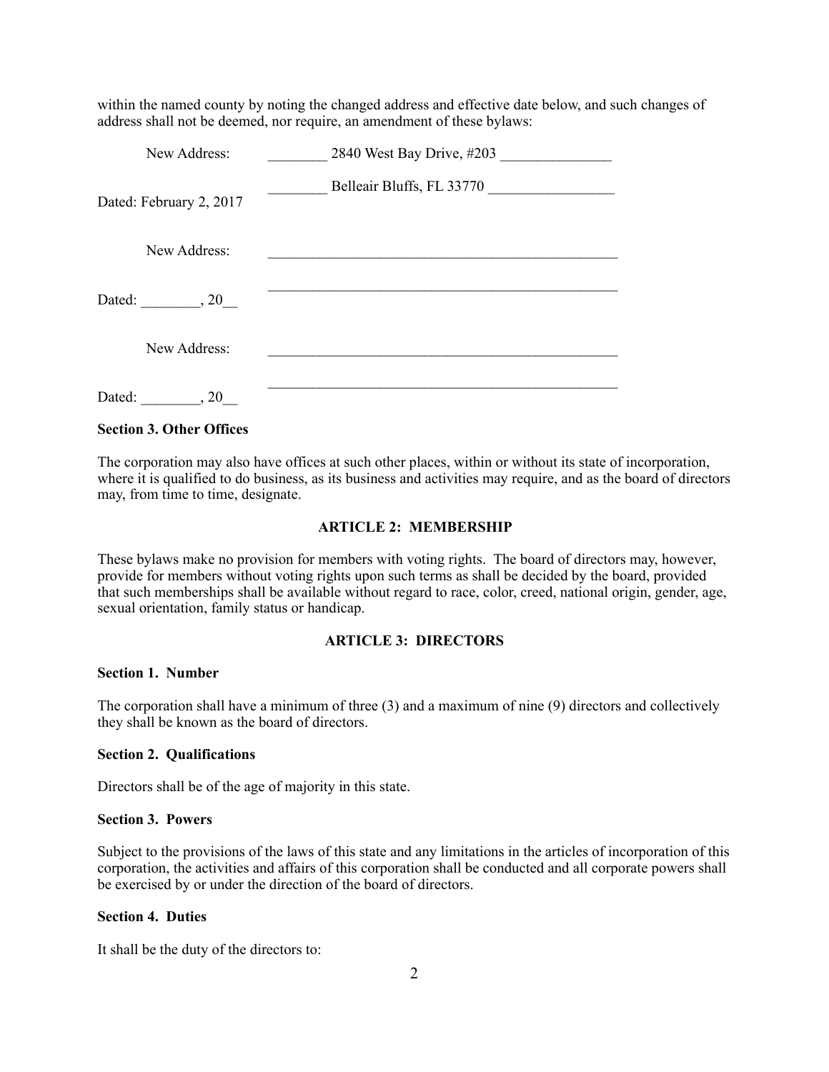within the named county by noting the changed address and effective date below, and such changes of address shall not be deemed, nor require, an amendment of these bylaws:

New Address: ________ 2840 West Bay Drive, #203 _______________

________ Belleair Bluffs, FL 33770 _________________

Dated: February 2, 2017

New Address: __________________________________________________

__________________________________________________

Dated: ________, 20__

New Address: __________________________________________________

__________________________________________________

Dated: ________, 20__

**Section 3. Other Offices**

The corporation may also have offices at such other places, within or without its state of incorporation, where it is qualified to do business, as its business and activities may require, and as the board of directors may, from time to time, designate.

## ARTICLE 2: MEMBERSHIP

These bylaws make no provision for members with voting rights. The board of directors may, however, provide for members without voting rights upon such terms as shall be decided by the board, provided that such memberships shall be available without regard to race, color, creed, national origin, gender, age, sexual orientation, family status or handicap.

## ARTICLE 3: DIRECTORS

**Section 1. Number**

The corporation shall have a minimum of three (3) and a maximum of nine (9) directors and collectively they shall be known as the board of directors.

**Section 2. Qualifications**

Directors shall be of the age of majority in this state.

**Section 3. Powers**

Subject to the provisions of the laws of this state and any limitations in the articles of incorporation of this corporation, the activities and affairs of this corporation shall be conducted and all corporate powers shall be exercised by or under the direction of the board of directors.

**Section 4. Duties**

It shall be the duty of the directors to: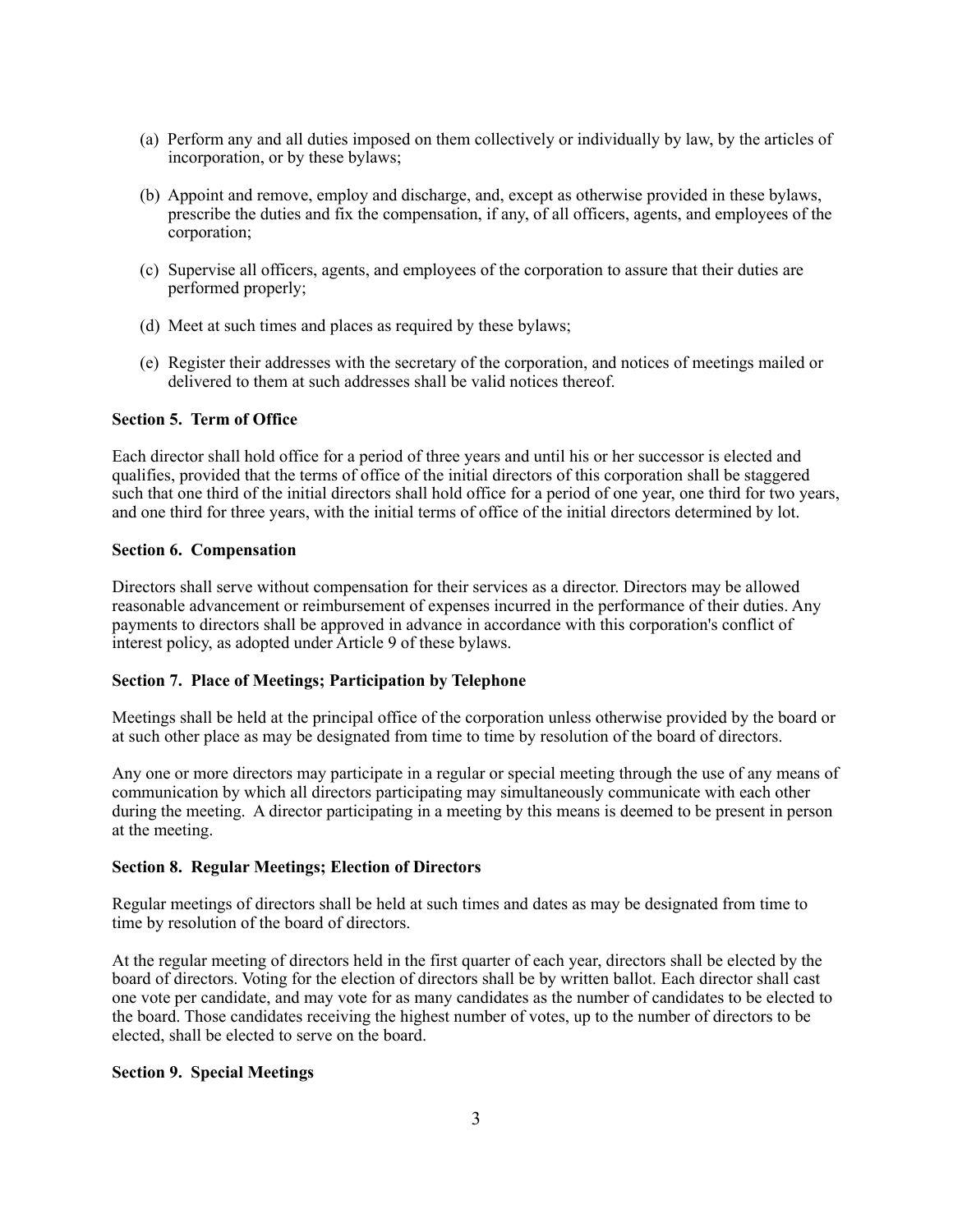(a) Perform any and all duties imposed on them collectively or individually by law, by the articles of incorporation, or by these bylaws;

(b) Appoint and remove, employ and discharge, and, except as otherwise provided in these bylaws, prescribe the duties and fix the compensation, if any, of all officers, agents, and employees of the corporation;

(c) Supervise all officers, agents, and employees of the corporation to assure that their duties are performed properly;

(d) Meet at such times and places as required by these bylaws;

(e) Register their addresses with the secretary of the corporation, and notices of meetings mailed or delivered to them at such addresses shall be valid notices thereof.

**Section 5. Term of Office**

Each director shall hold office for a period of three years and until his or her successor is elected and qualifies, provided that the terms of office of the initial directors of this corporation shall be staggered such that one third of the initial directors shall hold office for a period of one year, one third for two years, and one third for three years, with the initial terms of office of the initial directors determined by lot.

**Section 6. Compensation**

Directors shall serve without compensation for their services as a director. Directors may be allowed reasonable advancement or reimbursement of expenses incurred in the performance of their duties. Any payments to directors shall be approved in advance in accordance with this corporation's conflict of interest policy, as adopted under Article 9 of these bylaws.

**Section 7. Place of Meetings; Participation by Telephone**

Meetings shall be held at the principal office of the corporation unless otherwise provided by the board or at such other place as may be designated from time to time by resolution of the board of directors.

Any one or more directors may participate in a regular or special meeting through the use of any means of communication by which all directors participating may simultaneously communicate with each other during the meeting. A director participating in a meeting by this means is deemed to be present in person at the meeting.

**Section 8. Regular Meetings; Election of Directors**

Regular meetings of directors shall be held at such times and dates as may be designated from time to time by resolution of the board of directors.

At the regular meeting of directors held in the first quarter of each year, directors shall be elected by the board of directors. Voting for the election of directors shall be by written ballot. Each director shall cast one vote per candidate, and may vote for as many candidates as the number of candidates to be elected to the board. Those candidates receiving the highest number of votes, up to the number of directors to be elected, shall be elected to serve on the board.

**Section 9. Special Meetings**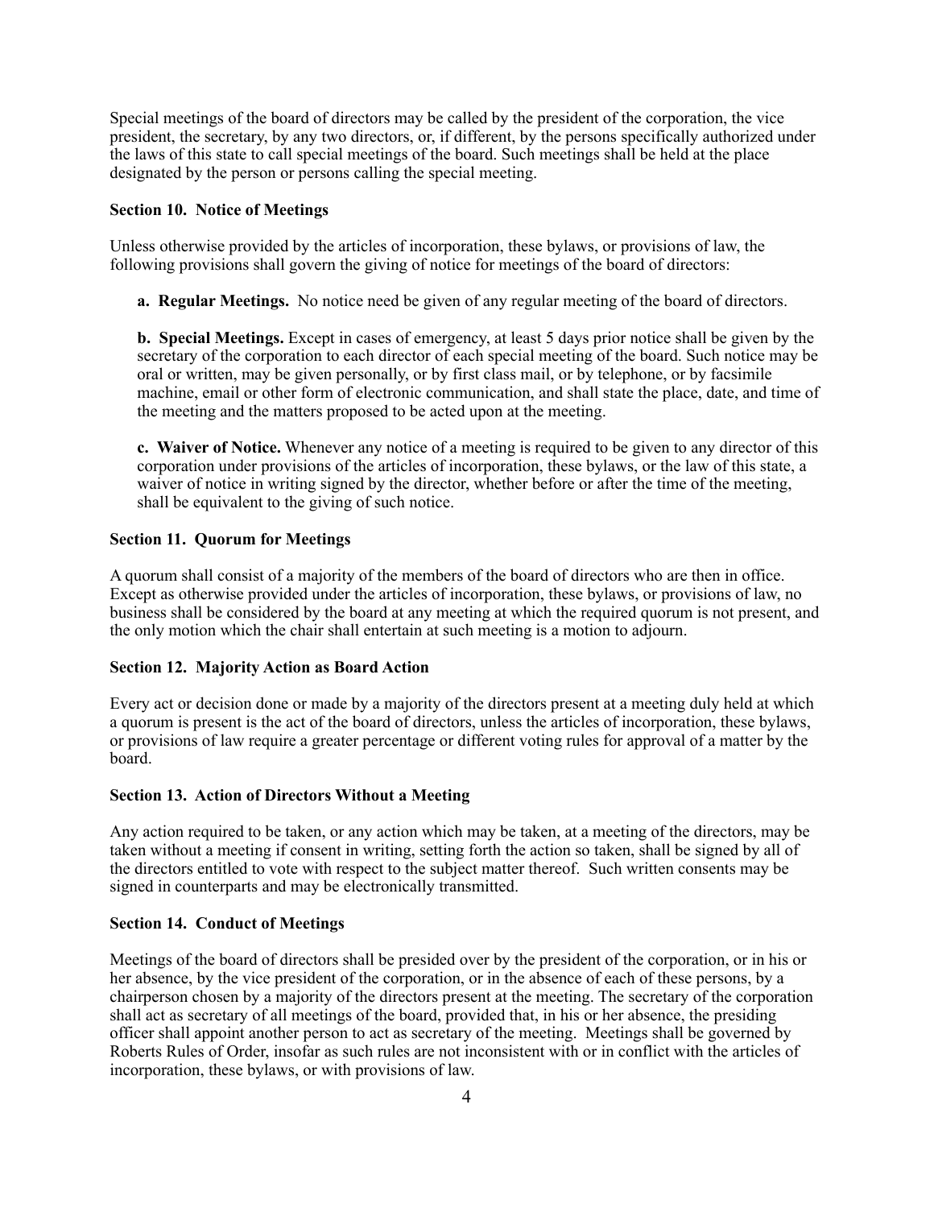Special meetings of the board of directors may be called by the president of the corporation, the vice president, the secretary, by any two directors, or, if different, by the persons specifically authorized under the laws of this state to call special meetings of the board. Such meetings shall be held at the place designated by the person or persons calling the special meeting.

### Section 10. Notice of Meetings

Unless otherwise provided by the articles of incorporation, these bylaws, or provisions of law, the following provisions shall govern the giving of notice for meetings of the board of directors:

**a. Regular Meetings.** No notice need be given of any regular meeting of the board of directors.

**b. Special Meetings.** Except in cases of emergency, at least 5 days prior notice shall be given by the secretary of the corporation to each director of each special meeting of the board. Such notice may be oral or written, may be given personally, or by first class mail, or by telephone, or by facsimile machine, email or other form of electronic communication, and shall state the place, date, and time of the meeting and the matters proposed to be acted upon at the meeting.

**c. Waiver of Notice.** Whenever any notice of a meeting is required to be given to any director of this corporation under provisions of the articles of incorporation, these bylaws, or the law of this state, a waiver of notice in writing signed by the director, whether before or after the time of the meeting, shall be equivalent to the giving of such notice.

### Section 11. Quorum for Meetings

A quorum shall consist of a majority of the members of the board of directors who are then in office. Except as otherwise provided under the articles of incorporation, these bylaws, or provisions of law, no business shall be considered by the board at any meeting at which the required quorum is not present, and the only motion which the chair shall entertain at such meeting is a motion to adjourn.

### Section 12. Majority Action as Board Action

Every act or decision done or made by a majority of the directors present at a meeting duly held at which a quorum is present is the act of the board of directors, unless the articles of incorporation, these bylaws, or provisions of law require a greater percentage or different voting rules for approval of a matter by the board.

### Section 13. Action of Directors Without a Meeting

Any action required to be taken, or any action which may be taken, at a meeting of the directors, may be taken without a meeting if consent in writing, setting forth the action so taken, shall be signed by all of the directors entitled to vote with respect to the subject matter thereof. Such written consents may be signed in counterparts and may be electronically transmitted.

### Section 14. Conduct of Meetings

Meetings of the board of directors shall be presided over by the president of the corporation, or in his or her absence, by the vice president of the corporation, or in the absence of each of these persons, by a chairperson chosen by a majority of the directors present at the meeting. The secretary of the corporation shall act as secretary of all meetings of the board, provided that, in his or her absence, the presiding officer shall appoint another person to act as secretary of the meeting. Meetings shall be governed by Roberts Rules of Order, insofar as such rules are not inconsistent with or in conflict with the articles of incorporation, these bylaws, or with provisions of law.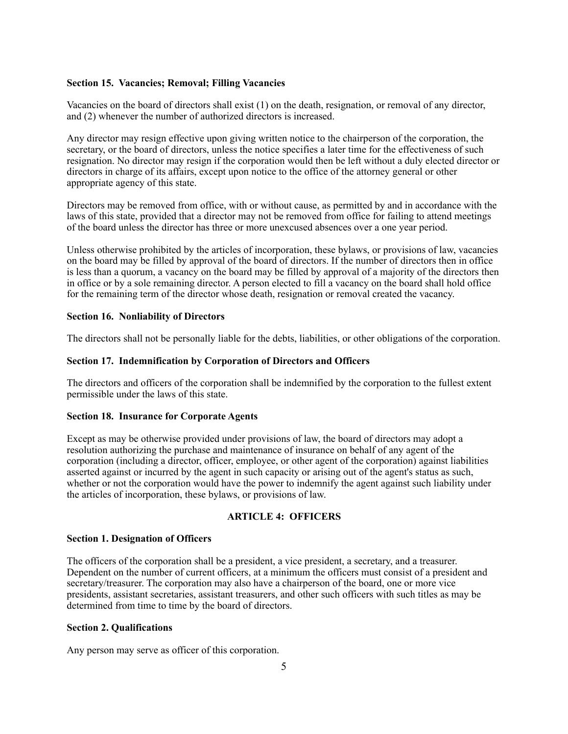**Section 15. Vacancies; Removal; Filling Vacancies**

Vacancies on the board of directors shall exist (1) on the death, resignation, or removal of any director, and (2) whenever the number of authorized directors is increased.

Any director may resign effective upon giving written notice to the chairperson of the corporation, the secretary, or the board of directors, unless the notice specifies a later time for the effectiveness of such resignation. No director may resign if the corporation would then be left without a duly elected director or directors in charge of its affairs, except upon notice to the office of the attorney general or other appropriate agency of this state.

Directors may be removed from office, with or without cause, as permitted by and in accordance with the laws of this state, provided that a director may not be removed from office for failing to attend meetings of the board unless the director has three or more unexcused absences over a one year period.

Unless otherwise prohibited by the articles of incorporation, these bylaws, or provisions of law, vacancies on the board may be filled by approval of the board of directors. If the number of directors then in office is less than a quorum, a vacancy on the board may be filled by approval of a majority of the directors then in office or by a sole remaining director. A person elected to fill a vacancy on the board shall hold office for the remaining term of the director whose death, resignation or removal created the vacancy.

**Section 16. Nonliability of Directors**

The directors shall not be personally liable for the debts, liabilities, or other obligations of the corporation.

**Section 17. Indemnification by Corporation of Directors and Officers**

The directors and officers of the corporation shall be indemnified by the corporation to the fullest extent permissible under the laws of this state.

**Section 18. Insurance for Corporate Agents**

Except as may be otherwise provided under provisions of law, the board of directors may adopt a resolution authorizing the purchase and maintenance of insurance on behalf of any agent of the corporation (including a director, officer, employee, or other agent of the corporation) against liabilities asserted against or incurred by the agent in such capacity or arising out of the agent's status as such, whether or not the corporation would have the power to indemnify the agent against such liability under the articles of incorporation, these bylaws, or provisions of law.

## ARTICLE 4: OFFICERS

**Section 1. Designation of Officers**

The officers of the corporation shall be a president, a vice president, a secretary, and a treasurer. Dependent on the number of current officers, at a minimum the officers must consist of a president and secretary/treasurer. The corporation may also have a chairperson of the board, one or more vice presidents, assistant secretaries, assistant treasurers, and other such officers with such titles as may be determined from time to time by the board of directors.

**Section 2. Qualifications**

Any person may serve as officer of this corporation.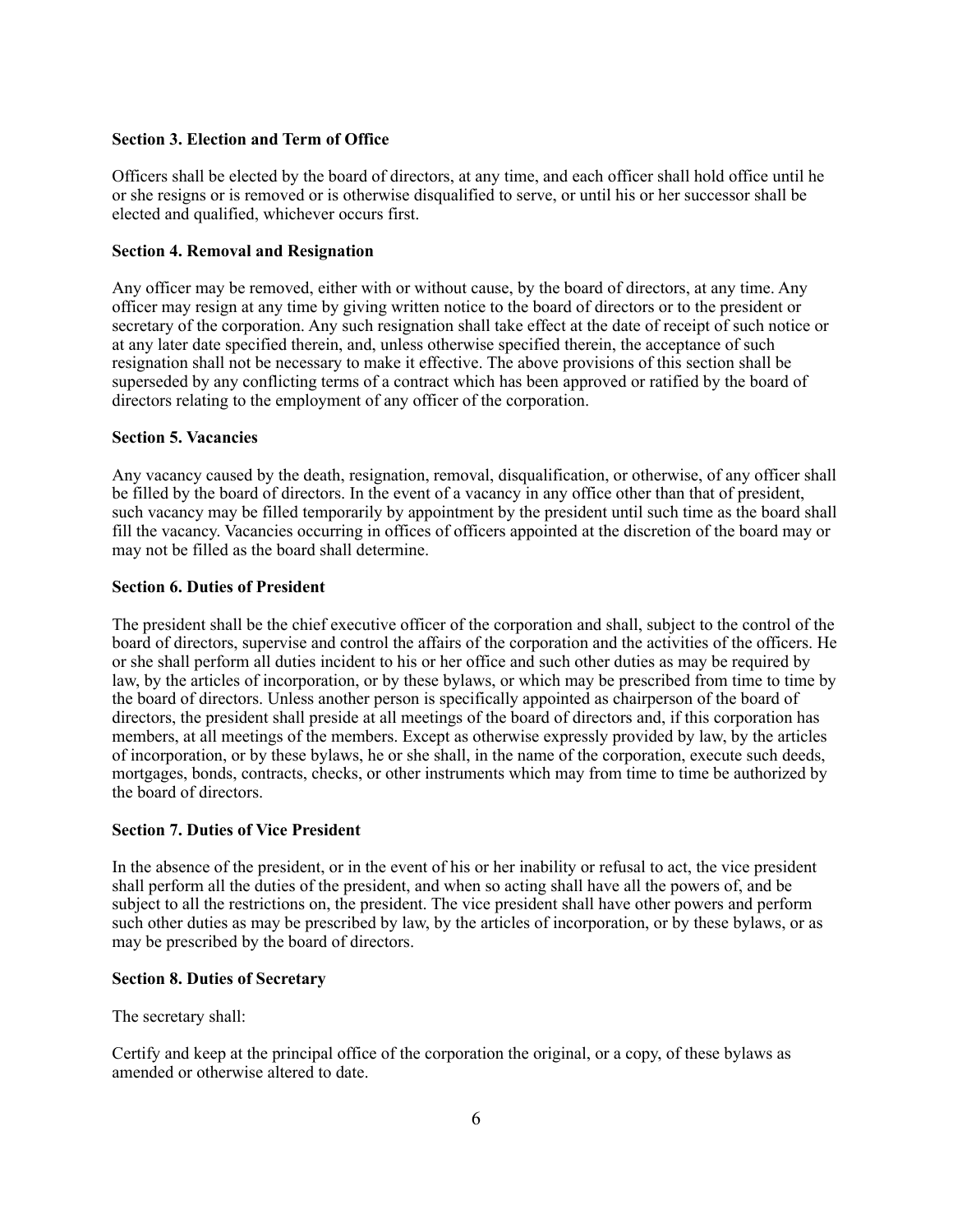**Section 3. Election and Term of Office**

Officers shall be elected by the board of directors, at any time, and each officer shall hold office until he or she resigns or is removed or is otherwise disqualified to serve, or until his or her successor shall be elected and qualified, whichever occurs first.

**Section 4. Removal and Resignation**

Any officer may be removed, either with or without cause, by the board of directors, at any time. Any officer may resign at any time by giving written notice to the board of directors or to the president or secretary of the corporation. Any such resignation shall take effect at the date of receipt of such notice or at any later date specified therein, and, unless otherwise specified therein, the acceptance of such resignation shall not be necessary to make it effective. The above provisions of this section shall be superseded by any conflicting terms of a contract which has been approved or ratified by the board of directors relating to the employment of any officer of the corporation.

**Section 5. Vacancies**

Any vacancy caused by the death, resignation, removal, disqualification, or otherwise, of any officer shall be filled by the board of directors. In the event of a vacancy in any office other than that of president, such vacancy may be filled temporarily by appointment by the president until such time as the board shall fill the vacancy. Vacancies occurring in offices of officers appointed at the discretion of the board may or may not be filled as the board shall determine.

**Section 6. Duties of President**

The president shall be the chief executive officer of the corporation and shall, subject to the control of the board of directors, supervise and control the affairs of the corporation and the activities of the officers. He or she shall perform all duties incident to his or her office and such other duties as may be required by law, by the articles of incorporation, or by these bylaws, or which may be prescribed from time to time by the board of directors. Unless another person is specifically appointed as chairperson of the board of directors, the president shall preside at all meetings of the board of directors and, if this corporation has members, at all meetings of the members. Except as otherwise expressly provided by law, by the articles of incorporation, or by these bylaws, he or she shall, in the name of the corporation, execute such deeds, mortgages, bonds, contracts, checks, or other instruments which may from time to time be authorized by the board of directors.

**Section 7. Duties of Vice President**

In the absence of the president, or in the event of his or her inability or refusal to act, the vice president shall perform all the duties of the president, and when so acting shall have all the powers of, and be subject to all the restrictions on, the president. The vice president shall have other powers and perform such other duties as may be prescribed by law, by the articles of incorporation, or by these bylaws, or as may be prescribed by the board of directors.

**Section 8. Duties of Secretary**

The secretary shall:

Certify and keep at the principal office of the corporation the original, or a copy, of these bylaws as amended or otherwise altered to date.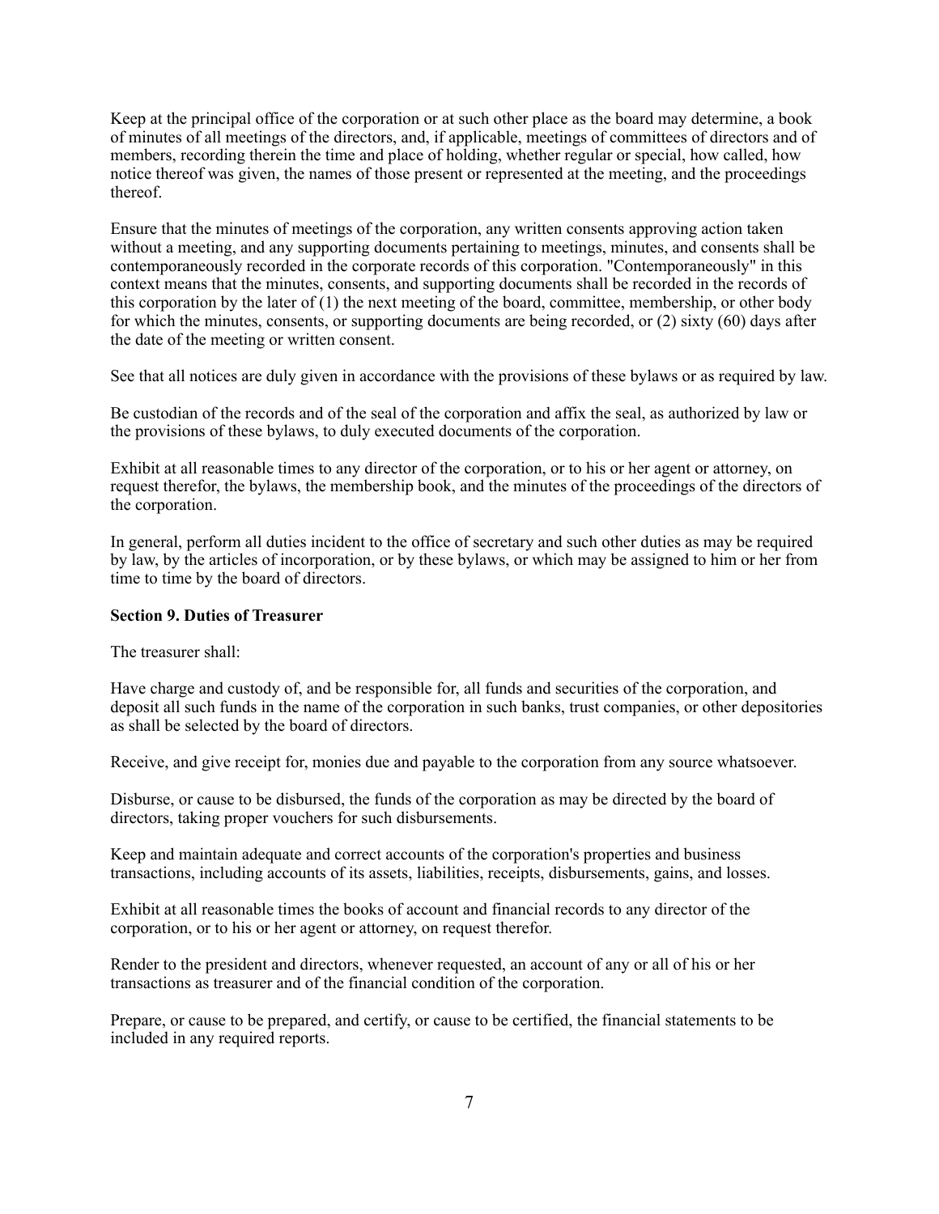Keep at the principal office of the corporation or at such other place as the board may determine, a book of minutes of all meetings of the directors, and, if applicable, meetings of committees of directors and of members, recording therein the time and place of holding, whether regular or special, how called, how notice thereof was given, the names of those present or represented at the meeting, and the proceedings thereof.

Ensure that the minutes of meetings of the corporation, any written consents approving action taken without a meeting, and any supporting documents pertaining to meetings, minutes, and consents shall be contemporaneously recorded in the corporate records of this corporation. "Contemporaneously" in this context means that the minutes, consents, and supporting documents shall be recorded in the records of this corporation by the later of (1) the next meeting of the board, committee, membership, or other body for which the minutes, consents, or supporting documents are being recorded, or (2) sixty (60) days after the date of the meeting or written consent.

See that all notices are duly given in accordance with the provisions of these bylaws or as required by law.

Be custodian of the records and of the seal of the corporation and affix the seal, as authorized by law or the provisions of these bylaws, to duly executed documents of the corporation.

Exhibit at all reasonable times to any director of the corporation, or to his or her agent or attorney, on request therefor, the bylaws, the membership book, and the minutes of the proceedings of the directors of the corporation.

In general, perform all duties incident to the office of secretary and such other duties as may be required by law, by the articles of incorporation, or by these bylaws, or which may be assigned to him or her from time to time by the board of directors.

**Section 9. Duties of Treasurer**

The treasurer shall:

Have charge and custody of, and be responsible for, all funds and securities of the corporation, and deposit all such funds in the name of the corporation in such banks, trust companies, or other depositories as shall be selected by the board of directors.

Receive, and give receipt for, monies due and payable to the corporation from any source whatsoever.

Disburse, or cause to be disbursed, the funds of the corporation as may be directed by the board of directors, taking proper vouchers for such disbursements.

Keep and maintain adequate and correct accounts of the corporation's properties and business transactions, including accounts of its assets, liabilities, receipts, disbursements, gains, and losses.

Exhibit at all reasonable times the books of account and financial records to any director of the corporation, or to his or her agent or attorney, on request therefor.

Render to the president and directors, whenever requested, an account of any or all of his or her transactions as treasurer and of the financial condition of the corporation.

Prepare, or cause to be prepared, and certify, or cause to be certified, the financial statements to be included in any required reports.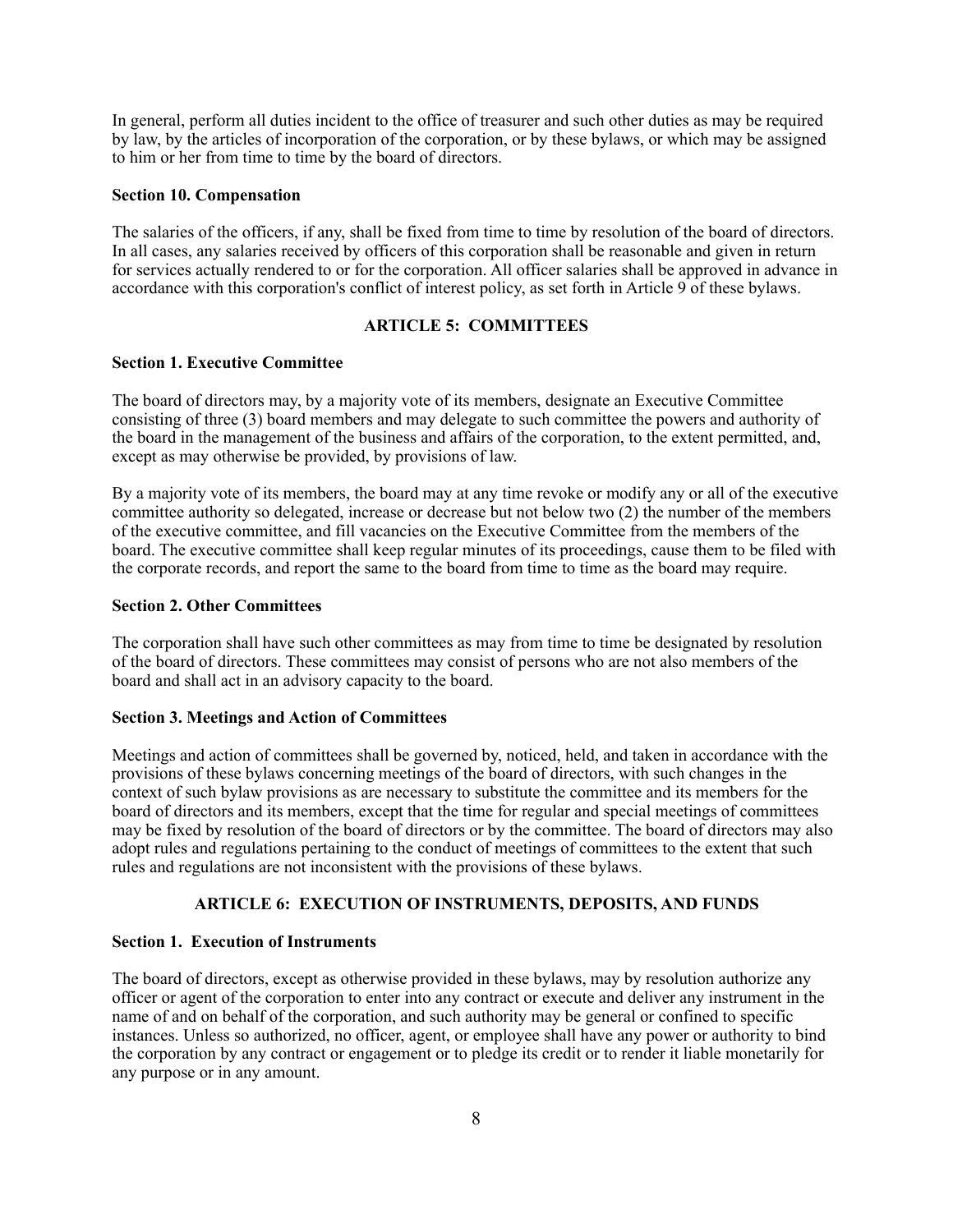In general, perform all duties incident to the office of treasurer and such other duties as may be required by law, by the articles of incorporation of the corporation, or by these bylaws, or which may be assigned to him or her from time to time by the board of directors.

**Section 10. Compensation**

The salaries of the officers, if any, shall be fixed from time to time by resolution of the board of directors. In all cases, any salaries received by officers of this corporation shall be reasonable and given in return for services actually rendered to or for the corporation. All officer salaries shall be approved in advance in accordance with this corporation's conflict of interest policy, as set forth in Article 9 of these bylaws.

## ARTICLE 5: COMMITTEES

**Section 1. Executive Committee**

The board of directors may, by a majority vote of its members, designate an Executive Committee consisting of three (3) board members and may delegate to such committee the powers and authority of the board in the management of the business and affairs of the corporation, to the extent permitted, and, except as may otherwise be provided, by provisions of law.

By a majority vote of its members, the board may at any time revoke or modify any or all of the executive committee authority so delegated, increase or decrease but not below two (2) the number of the members of the executive committee, and fill vacancies on the Executive Committee from the members of the board. The executive committee shall keep regular minutes of its proceedings, cause them to be filed with the corporate records, and report the same to the board from time to time as the board may require.

**Section 2. Other Committees**

The corporation shall have such other committees as may from time to time be designated by resolution of the board of directors. These committees may consist of persons who are not also members of the board and shall act in an advisory capacity to the board.

**Section 3. Meetings and Action of Committees**

Meetings and action of committees shall be governed by, noticed, held, and taken in accordance with the provisions of these bylaws concerning meetings of the board of directors, with such changes in the context of such bylaw provisions as are necessary to substitute the committee and its members for the board of directors and its members, except that the time for regular and special meetings of committees may be fixed by resolution of the board of directors or by the committee. The board of directors may also adopt rules and regulations pertaining to the conduct of meetings of committees to the extent that such rules and regulations are not inconsistent with the provisions of these bylaws.

## ARTICLE 6: EXECUTION OF INSTRUMENTS, DEPOSITS, AND FUNDS

**Section 1. Execution of Instruments**

The board of directors, except as otherwise provided in these bylaws, may by resolution authorize any officer or agent of the corporation to enter into any contract or execute and deliver any instrument in the name of and on behalf of the corporation, and such authority may be general or confined to specific instances. Unless so authorized, no officer, agent, or employee shall have any power or authority to bind the corporation by any contract or engagement or to pledge its credit or to render it liable monetarily for any purpose or in any amount.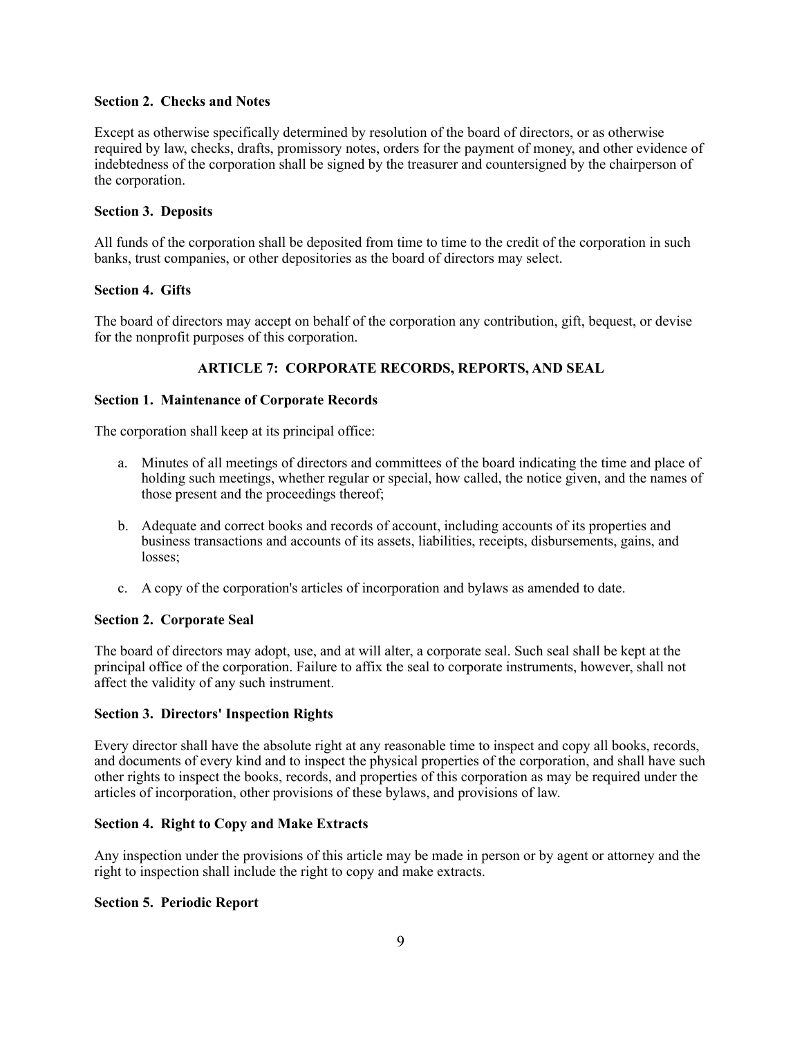**Section 2. Checks and Notes**

Except as otherwise specifically determined by resolution of the board of directors, or as otherwise required by law, checks, drafts, promissory notes, orders for the payment of money, and other evidence of indebtedness of the corporation shall be signed by the treasurer and countersigned by the chairperson of the corporation.

**Section 3. Deposits**

All funds of the corporation shall be deposited from time to time to the credit of the corporation in such banks, trust companies, or other depositories as the board of directors may select.

**Section 4. Gifts**

The board of directors may accept on behalf of the corporation any contribution, gift, bequest, or devise for the nonprofit purposes of this corporation.

## ARTICLE 7: CORPORATE RECORDS, REPORTS, AND SEAL

**Section 1. Maintenance of Corporate Records**

The corporation shall keep at its principal office:

a. Minutes of all meetings of directors and committees of the board indicating the time and place of holding such meetings, whether regular or special, how called, the notice given, and the names of those present and the proceedings thereof;

b. Adequate and correct books and records of account, including accounts of its properties and business transactions and accounts of its assets, liabilities, receipts, disbursements, gains, and losses;

c. A copy of the corporation's articles of incorporation and bylaws as amended to date.

**Section 2. Corporate Seal**

The board of directors may adopt, use, and at will alter, a corporate seal. Such seal shall be kept at the principal office of the corporation. Failure to affix the seal to corporate instruments, however, shall not affect the validity of any such instrument.

**Section 3. Directors' Inspection Rights**

Every director shall have the absolute right at any reasonable time to inspect and copy all books, records, and documents of every kind and to inspect the physical properties of the corporation, and shall have such other rights to inspect the books, records, and properties of this corporation as may be required under the articles of incorporation, other provisions of these bylaws, and provisions of law.

**Section 4. Right to Copy and Make Extracts**

Any inspection under the provisions of this article may be made in person or by agent or attorney and the right to inspection shall include the right to copy and make extracts.

**Section 5. Periodic Report**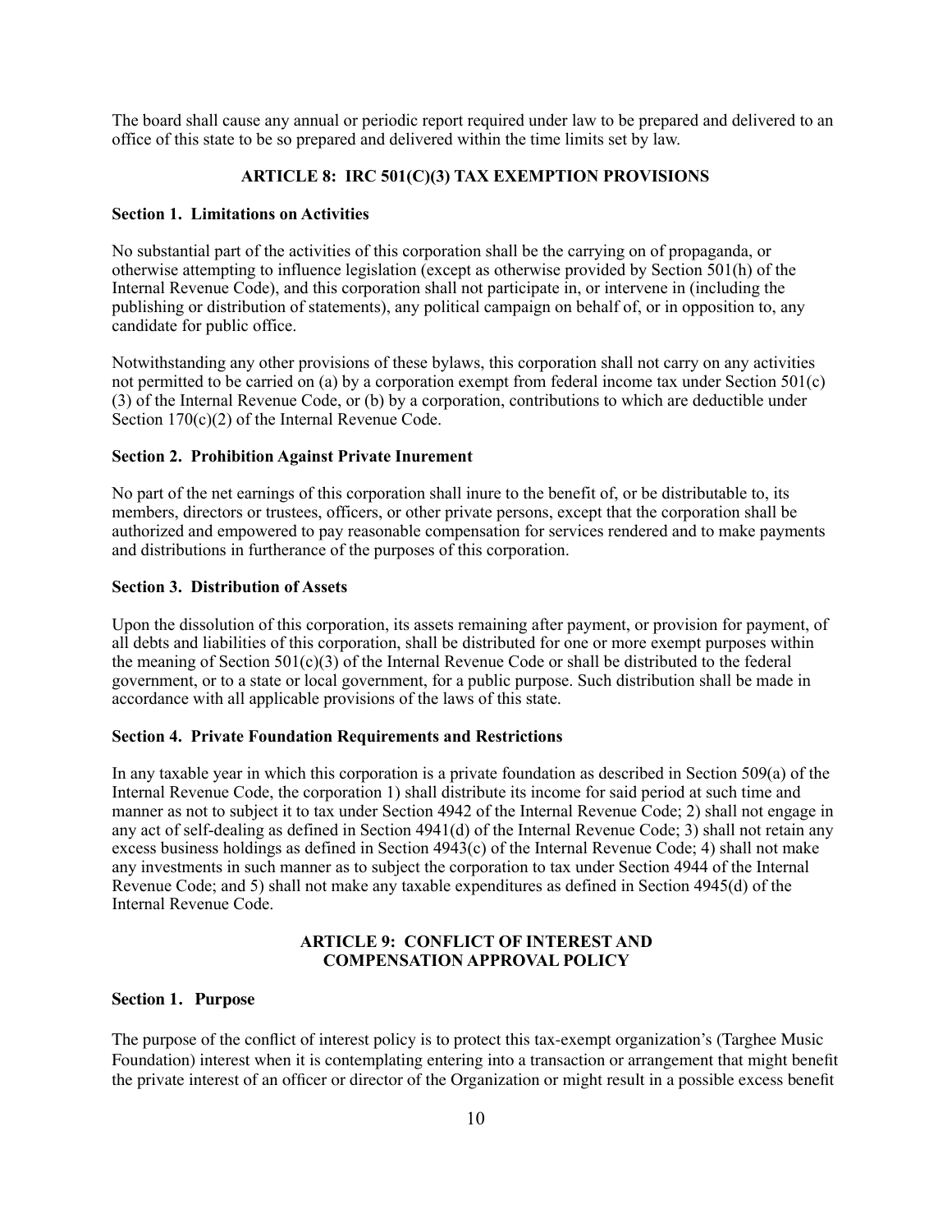The board shall cause any annual or periodic report required under law to be prepared and delivered to an office of this state to be so prepared and delivered within the time limits set by law.

## ARTICLE 8: IRC 501(C)(3) TAX EXEMPTION PROVISIONS

**Section 1. Limitations on Activities**

No substantial part of the activities of this corporation shall be the carrying on of propaganda, or otherwise attempting to influence legislation (except as otherwise provided by Section 501(h) of the Internal Revenue Code), and this corporation shall not participate in, or intervene in (including the publishing or distribution of statements), any political campaign on behalf of, or in opposition to, any candidate for public office.

Notwithstanding any other provisions of these bylaws, this corporation shall not carry on any activities not permitted to be carried on (a) by a corporation exempt from federal income tax under Section 501(c)(3) of the Internal Revenue Code, or (b) by a corporation, contributions to which are deductible under Section 170(c)(2) of the Internal Revenue Code.

**Section 2. Prohibition Against Private Inurement**

No part of the net earnings of this corporation shall inure to the benefit of, or be distributable to, its members, directors or trustees, officers, or other private persons, except that the corporation shall be authorized and empowered to pay reasonable compensation for services rendered and to make payments and distributions in furtherance of the purposes of this corporation.

**Section 3. Distribution of Assets**

Upon the dissolution of this corporation, its assets remaining after payment, or provision for payment, of all debts and liabilities of this corporation, shall be distributed for one or more exempt purposes within the meaning of Section 501(c)(3) of the Internal Revenue Code or shall be distributed to the federal government, or to a state or local government, for a public purpose. Such distribution shall be made in accordance with all applicable provisions of the laws of this state.

**Section 4. Private Foundation Requirements and Restrictions**

In any taxable year in which this corporation is a private foundation as described in Section 509(a) of the Internal Revenue Code, the corporation 1) shall distribute its income for said period at such time and manner as not to subject it to tax under Section 4942 of the Internal Revenue Code; 2) shall not engage in any act of self-dealing as defined in Section 4941(d) of the Internal Revenue Code; 3) shall not retain any excess business holdings as defined in Section 4943(c) of the Internal Revenue Code; 4) shall not make any investments in such manner as to subject the corporation to tax under Section 4944 of the Internal Revenue Code; and 5) shall not make any taxable expenditures as defined in Section 4945(d) of the Internal Revenue Code.

## ARTICLE 9: CONFLICT OF INTEREST AND COMPENSATION APPROVAL POLICY

**Section 1. Purpose**

The purpose of the conflict of interest policy is to protect this tax-exempt organization's (Targhee Music Foundation) interest when it is contemplating entering into a transaction or arrangement that might benefit the private interest of an officer or director of the Organization or might result in a possible excess benefit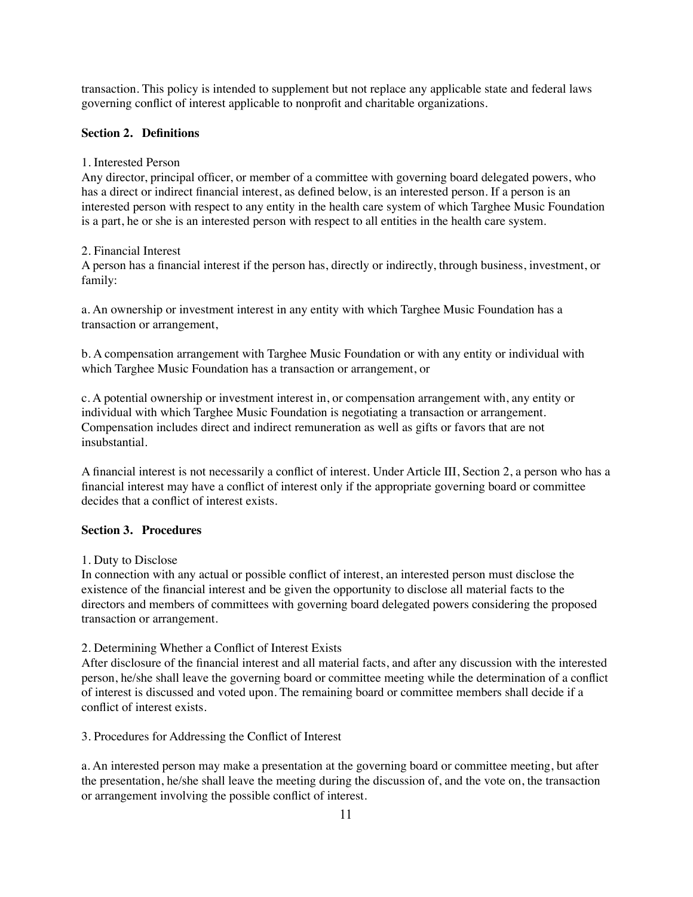transaction. This policy is intended to supplement but not replace any applicable state and federal laws governing conflict of interest applicable to nonprofit and charitable organizations.

**Section 2. Definitions**

1. Interested Person
Any director, principal officer, or member of a committee with governing board delegated powers, who has a direct or indirect financial interest, as defined below, is an interested person. If a person is an interested person with respect to any entity in the health care system of which Targhee Music Foundation is a part, he or she is an interested person with respect to all entities in the health care system.

2. Financial Interest
A person has a financial interest if the person has, directly or indirectly, through business, investment, or family:

a. An ownership or investment interest in any entity with which Targhee Music Foundation has a transaction or arrangement,

b. A compensation arrangement with Targhee Music Foundation or with any entity or individual with which Targhee Music Foundation has a transaction or arrangement, or

c. A potential ownership or investment interest in, or compensation arrangement with, any entity or individual with which Targhee Music Foundation is negotiating a transaction or arrangement. Compensation includes direct and indirect remuneration as well as gifts or favors that are not insubstantial.

A financial interest is not necessarily a conflict of interest. Under Article III, Section 2, a person who has a financial interest may have a conflict of interest only if the appropriate governing board or committee decides that a conflict of interest exists.

**Section 3. Procedures**

1. Duty to Disclose
In connection with any actual or possible conflict of interest, an interested person must disclose the existence of the financial interest and be given the opportunity to disclose all material facts to the directors and members of committees with governing board delegated powers considering the proposed transaction or arrangement.

2. Determining Whether a Conflict of Interest Exists
After disclosure of the financial interest and all material facts, and after any discussion with the interested person, he/she shall leave the governing board or committee meeting while the determination of a conflict of interest is discussed and voted upon. The remaining board or committee members shall decide if a conflict of interest exists.

3. Procedures for Addressing the Conflict of Interest

a. An interested person may make a presentation at the governing board or committee meeting, but after the presentation, he/she shall leave the meeting during the discussion of, and the vote on, the transaction or arrangement involving the possible conflict of interest.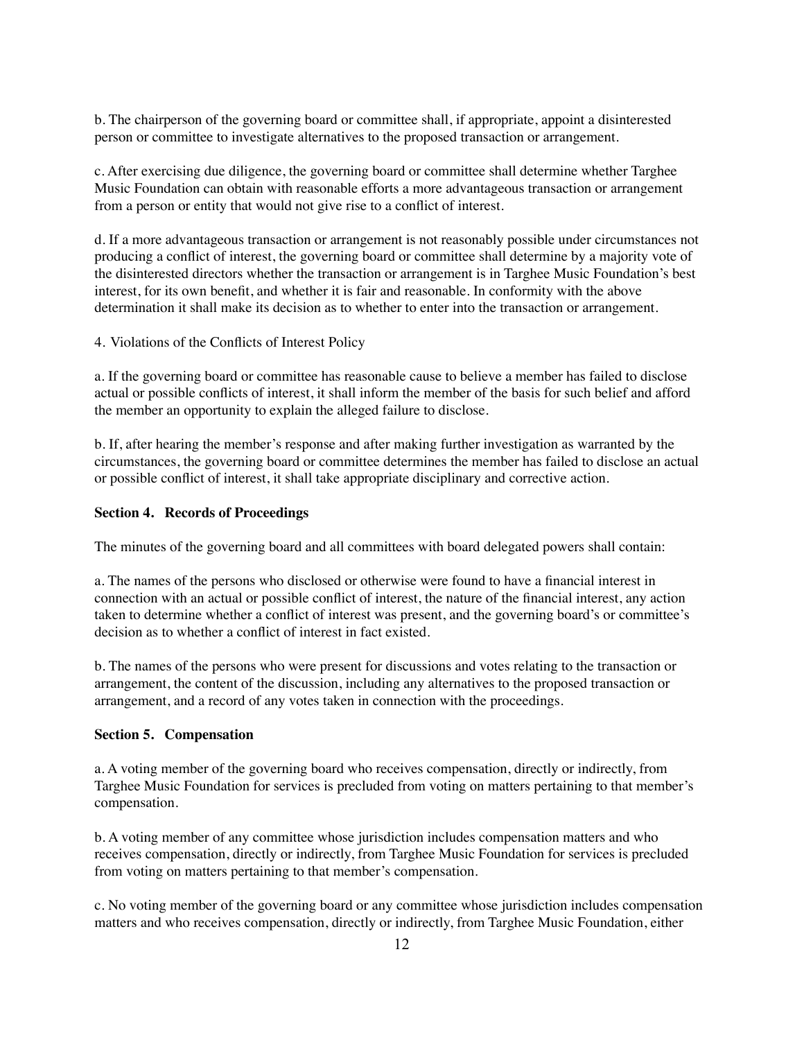b. The chairperson of the governing board or committee shall, if appropriate, appoint a disinterested person or committee to investigate alternatives to the proposed transaction or arrangement.

c. After exercising due diligence, the governing board or committee shall determine whether Targhee Music Foundation can obtain with reasonable efforts a more advantageous transaction or arrangement from a person or entity that would not give rise to a conflict of interest.

d. If a more advantageous transaction or arrangement is not reasonably possible under circumstances not producing a conflict of interest, the governing board or committee shall determine by a majority vote of the disinterested directors whether the transaction or arrangement is in Targhee Music Foundation's best interest, for its own benefit, and whether it is fair and reasonable. In conformity with the above determination it shall make its decision as to whether to enter into the transaction or arrangement.

4. Violations of the Conflicts of Interest Policy

a. If the governing board or committee has reasonable cause to believe a member has failed to disclose actual or possible conflicts of interest, it shall inform the member of the basis for such belief and afford the member an opportunity to explain the alleged failure to disclose.

b. If, after hearing the member's response and after making further investigation as warranted by the circumstances, the governing board or committee determines the member has failed to disclose an actual or possible conflict of interest, it shall take appropriate disciplinary and corrective action.

**Section 4. Records of Proceedings**

The minutes of the governing board and all committees with board delegated powers shall contain:

a. The names of the persons who disclosed or otherwise were found to have a financial interest in connection with an actual or possible conflict of interest, the nature of the financial interest, any action taken to determine whether a conflict of interest was present, and the governing board's or committee's decision as to whether a conflict of interest in fact existed.

b. The names of the persons who were present for discussions and votes relating to the transaction or arrangement, the content of the discussion, including any alternatives to the proposed transaction or arrangement, and a record of any votes taken in connection with the proceedings.

**Section 5. Compensation**

a. A voting member of the governing board who receives compensation, directly or indirectly, from Targhee Music Foundation for services is precluded from voting on matters pertaining to that member's compensation.

b. A voting member of any committee whose jurisdiction includes compensation matters and who receives compensation, directly or indirectly, from Targhee Music Foundation for services is precluded from voting on matters pertaining to that member's compensation.

c. No voting member of the governing board or any committee whose jurisdiction includes compensation matters and who receives compensation, directly or indirectly, from Targhee Music Foundation, either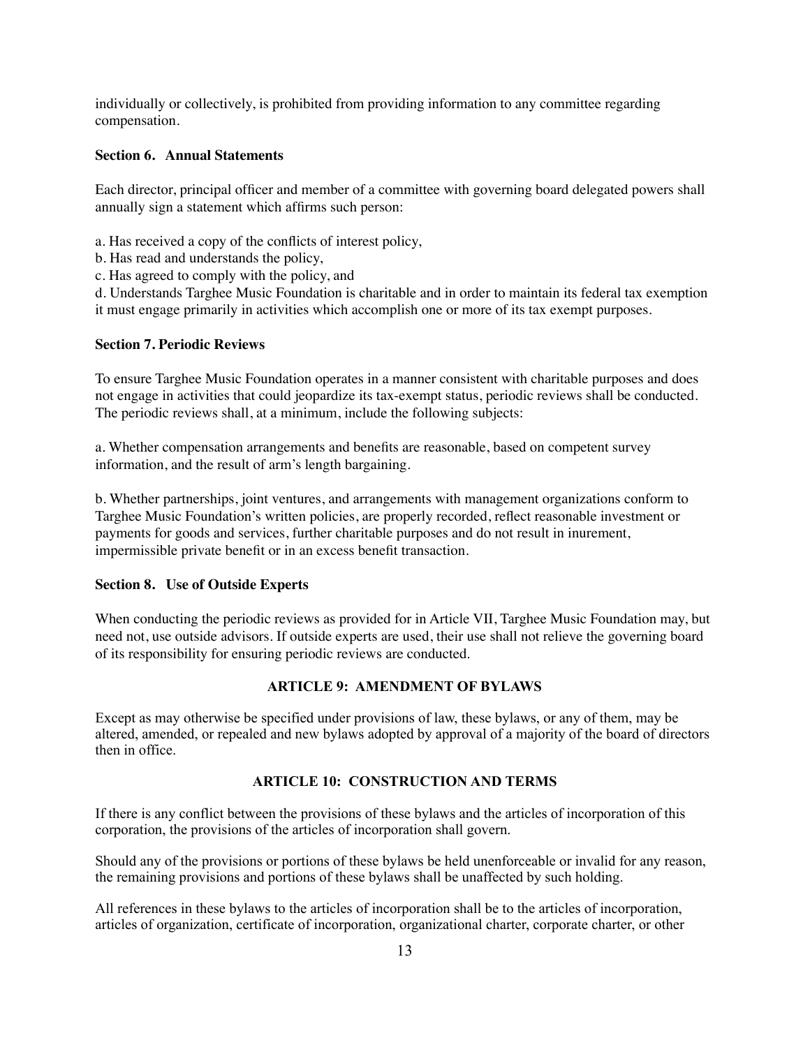individually or collectively, is prohibited from providing information to any committee regarding compensation.

**Section 6. Annual Statements**

Each director, principal officer and member of a committee with governing board delegated powers shall annually sign a statement which affirms such person:

a. Has received a copy of the conflicts of interest policy,
b. Has read and understands the policy,
c. Has agreed to comply with the policy, and
d. Understands Targhee Music Foundation is charitable and in order to maintain its federal tax exemption it must engage primarily in activities which accomplish one or more of its tax exempt purposes.

**Section 7. Periodic Reviews**

To ensure Targhee Music Foundation operates in a manner consistent with charitable purposes and does not engage in activities that could jeopardize its tax-exempt status, periodic reviews shall be conducted. The periodic reviews shall, at a minimum, include the following subjects:

a. Whether compensation arrangements and benefits are reasonable, based on competent survey information, and the result of arm's length bargaining.

b. Whether partnerships, joint ventures, and arrangements with management organizations conform to Targhee Music Foundation's written policies, are properly recorded, reflect reasonable investment or payments for goods and services, further charitable purposes and do not result in inurement, impermissible private benefit or in an excess benefit transaction.

**Section 8. Use of Outside Experts**

When conducting the periodic reviews as provided for in Article VII, Targhee Music Foundation may, but need not, use outside advisors. If outside experts are used, their use shall not relieve the governing board of its responsibility for ensuring periodic reviews are conducted.

## ARTICLE 9: AMENDMENT OF BYLAWS

Except as may otherwise be specified under provisions of law, these bylaws, or any of them, may be altered, amended, or repealed and new bylaws adopted by approval of a majority of the board of directors then in office.

## ARTICLE 10: CONSTRUCTION AND TERMS

If there is any conflict between the provisions of these bylaws and the articles of incorporation of this corporation, the provisions of the articles of incorporation shall govern.

Should any of the provisions or portions of these bylaws be held unenforceable or invalid for any reason, the remaining provisions and portions of these bylaws shall be unaffected by such holding.

All references in these bylaws to the articles of incorporation shall be to the articles of incorporation, articles of organization, certificate of incorporation, organizational charter, corporate charter, or other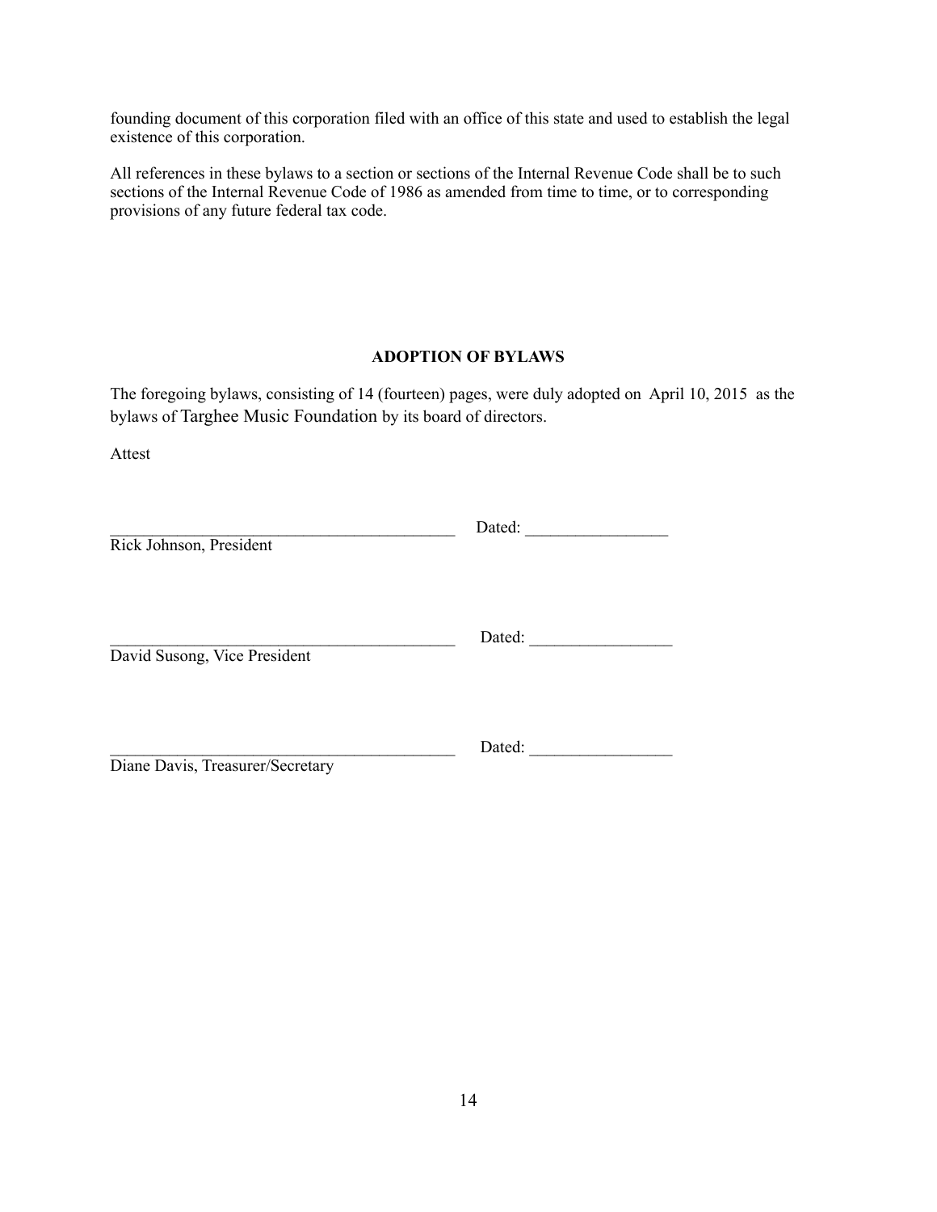founding document of this corporation filed with an office of this state and used to establish the legal existence of this corporation.

All references in these bylaws to a section or sections of the Internal Revenue Code shall be to such sections of the Internal Revenue Code of 1986 as amended from time to time, or to corresponding provisions of any future federal tax code.

**ADOPTION OF BYLAWS**

The foregoing bylaws, consisting of 14 (fourteen) pages, were duly adopted on April 10, 2015 as the bylaws of Targhee Music Foundation by its board of directors.

Attest

\_\_\_\_\_\_\_\_\_\_\_\_\_\_\_\_\_\_\_\_\_\_\_\_\_\_\_\_\_\_\_\_\_\_\_\_\_\_\_\_ Dated: \_\_\_\_\_\_\_\_\_\_\_\_\_\_\_\_\_
Rick Johnson, President

\_\_\_\_\_\_\_\_\_\_\_\_\_\_\_\_\_\_\_\_\_\_\_\_\_\_\_\_\_\_\_\_\_\_\_\_\_\_\_\_ Dated: \_\_\_\_\_\_\_\_\_\_\_\_\_\_\_\_\_
David Susong, Vice President

\_\_\_\_\_\_\_\_\_\_\_\_\_\_\_\_\_\_\_\_\_\_\_\_\_\_\_\_\_\_\_\_\_\_\_\_\_\_\_\_ Dated: \_\_\_\_\_\_\_\_\_\_\_\_\_\_\_\_\_
Diane Davis, Treasurer/Secretary